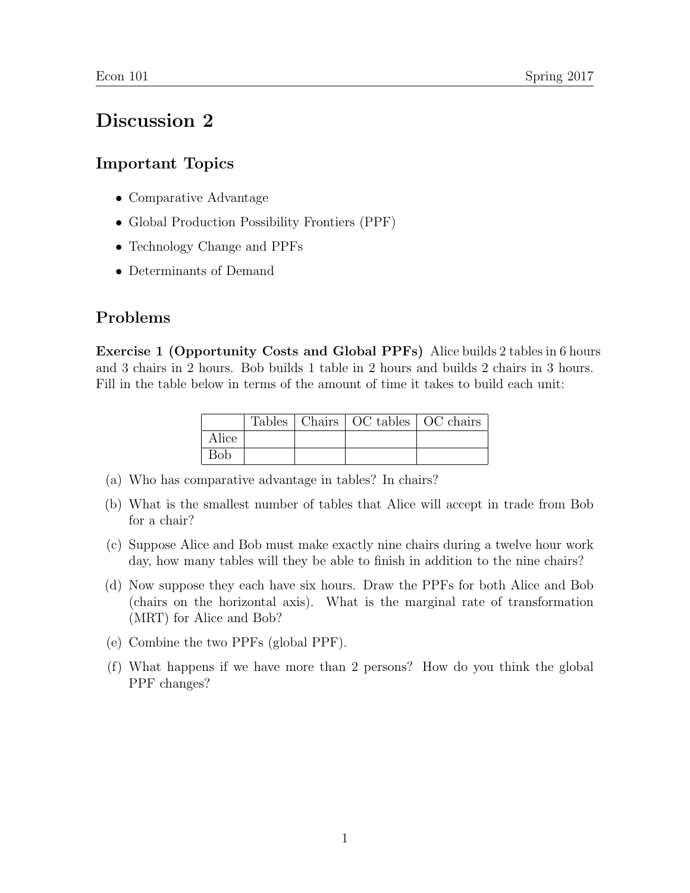# Discussion 2

## Important Topics

- Comparative Advantage
- Global Production Possibility Frontiers (PPF)
- Technology Change and PPFs
- Determinants of Demand

## Problems

**Exercise 1 (Opportunity Costs and Global PPFs)** Alice builds 2 tables in 6 hours and 3 chairs in 2 hours. Bob builds 1 table in 2 hours and builds 2 chairs in 3 hours. Fill in the table below in terms of the amount of time it takes to build each unit:

| | Tables | Chairs | OC tables | OC chairs |
|---|---|---|---|---|
| Alice | | | | |
| Bob | | | | |

(a) Who has comparative advantage in tables? In chairs?

(b) What is the smallest number of tables that Alice will accept in trade from Bob for a chair?

(c) Suppose Alice and Bob must make exactly nine chairs during a twelve hour work day, how many tables will they be able to finish in addition to the nine chairs?

(d) Now suppose they each have six hours. Draw the PPFs for both Alice and Bob (chairs on the horizontal axis). What is the marginal rate of transformation (MRT) for Alice and Bob?

(e) Combine the two PPFs (global PPF).

(f) What happens if we have more than 2 persons? How do you think the global PPF changes?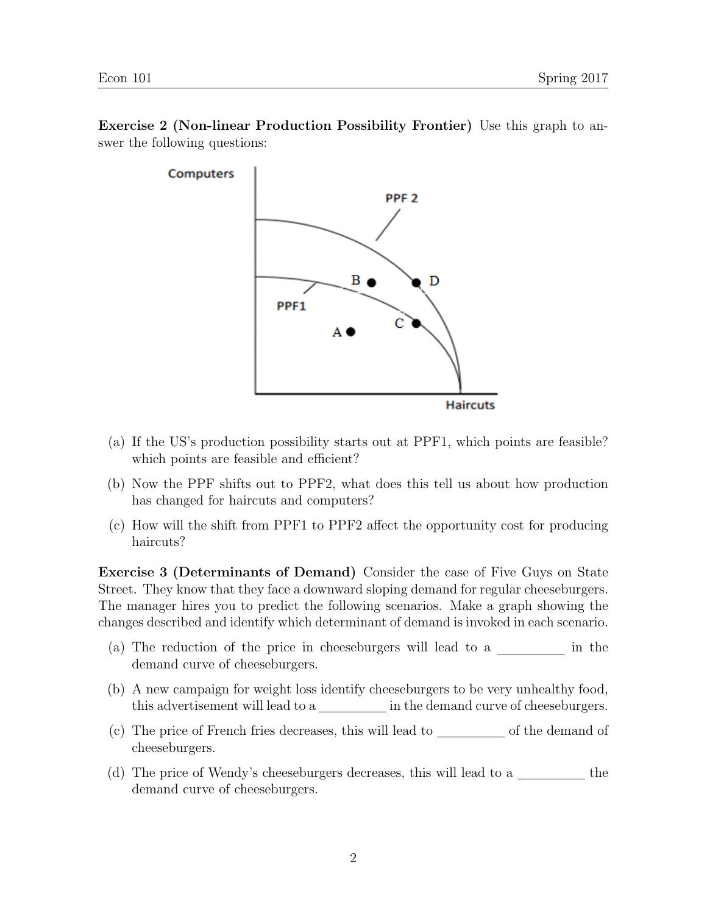**Exercise 2 (Non-linear Production Possibility Frontier)** Use this graph to answer the following questions:

Computers

PPF 2

B

D

PPF1

C

A

Haircuts

(a) If the US's production possibility starts out at PPF1, which points are feasible? which points are feasible and efficient?

(b) Now the PPF shifts out to PPF2, what does this tell us about how production has changed for haircuts and computers?

(c) How will the shift from PPF1 to PPF2 affect the opportunity cost for producing haircuts?

**Exercise 3 (Determinants of Demand)** Consider the case of Five Guys on State Street. They know that they face a downward sloping demand for regular cheeseburgers. The manager hires you to predict the following scenarios. Make a graph showing the changes described and identify which determinant of demand is invoked in each scenario.

(a) The reduction of the price in cheeseburgers will lead to a __________ in the demand curve of cheeseburgers.

(b) A new campaign for weight loss identify cheeseburgers to be very unhealthy food, this advertisement will lead to a __________ in the demand curve of cheeseburgers.

(c) The price of French fries decreases, this will lead to __________ of the demand of cheeseburgers.

(d) The price of Wendy's cheeseburgers decreases, this will lead to a __________ the demand curve of cheeseburgers.